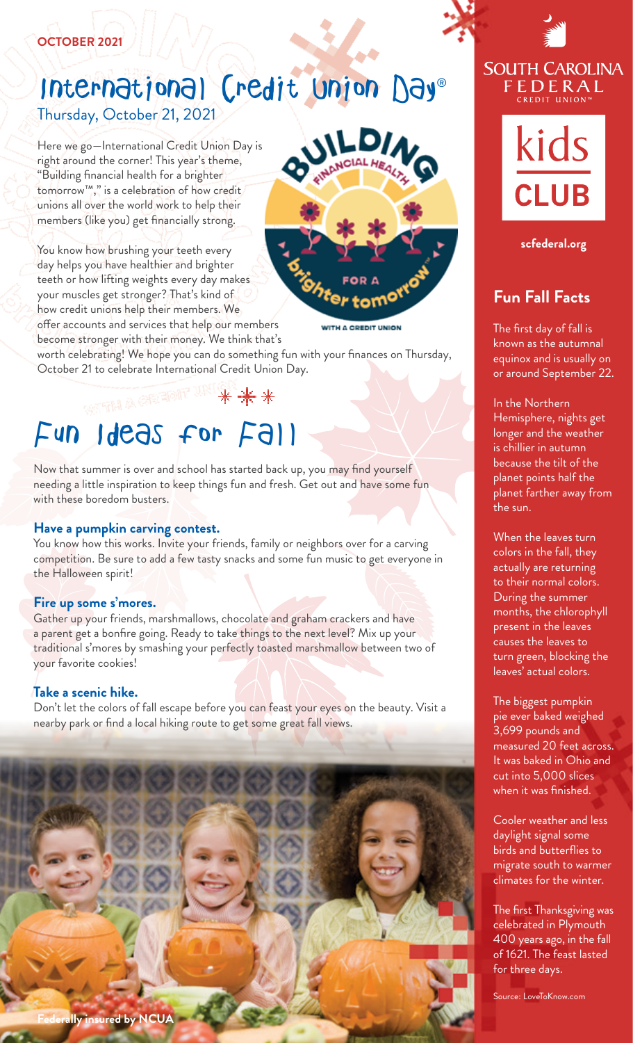**OCTOBER 2021**

# International Credit Union Day®

Thursday, October 21, 2021

Here we go—International Credit Union Day is right around the corner! This year's theme, "Building financial health for a brighter tomorrow™," is a celebration of how credit unions all over the world work to help their members (like you) get financially strong.

You know how brushing your teeth every day helps you have healthier and brighter teeth or how lifting weights every day makes your muscles get stronger? That's kind of how credit unions help their members. We offer accounts and services that help our members become stronger with their money. We think that's worth celebrating! We hope you can do something fun with your finances on Thursday, October 21 to celebrate International Credit Union Day.

# Fun Ideas for Fall

Now that summer is over and school has started back up, you may find yourself needing a little inspiration to keep things fun and fresh. Get out and have some fun with these boredom busters.

**Have a pumpkin carving contest.**
You know how this works. Invite your friends, family or neighbors over for a carving competition. Be sure to add a few tasty snacks and some fun music to get everyone in the Halloween spirit!

**Fire up some s'mores.**
Gather up your friends, marshmallows, chocolate and graham crackers and have a parent get a bonfire going. Ready to take things to the next level? Mix up your traditional s'mores by smashing your perfectly toasted marshmallow between two of your favorite cookies!

**Take a scenic hike.**
Don't let the colors of fall escape before you can feast your eyes on the beauty. Visit a nearby park or find a local hiking route to get some great fall views.

**Federally insured by NCUA**

SOUTH CAROLINA FEDERAL CREDIT UNION™

kids CLUB

**scfederal.org**

## Fun Fall Facts

The first day of fall is known as the autumnal equinox and is usually on or around September 22.

In the Northern Hemisphere, nights get longer and the weather is chillier in autumn because the tilt of the planet points half the planet farther away from the sun.

When the leaves turn colors in the fall, they actually are returning to their normal colors. During the summer months, the chlorophyll present in the leaves causes the leaves to turn green, blocking the leaves' actual colors.

The biggest pumpkin pie ever baked weighed 3,699 pounds and measured 20 feet across. It was baked in Ohio and cut into 5,000 slices when it was finished.

Cooler weather and less daylight signal some birds and butterflies to migrate south to warmer climates for the winter.

The first Thanksgiving was celebrated in Plymouth 400 years ago, in the fall of 1621. The feast lasted for three days.

Source: LoveToKnow.com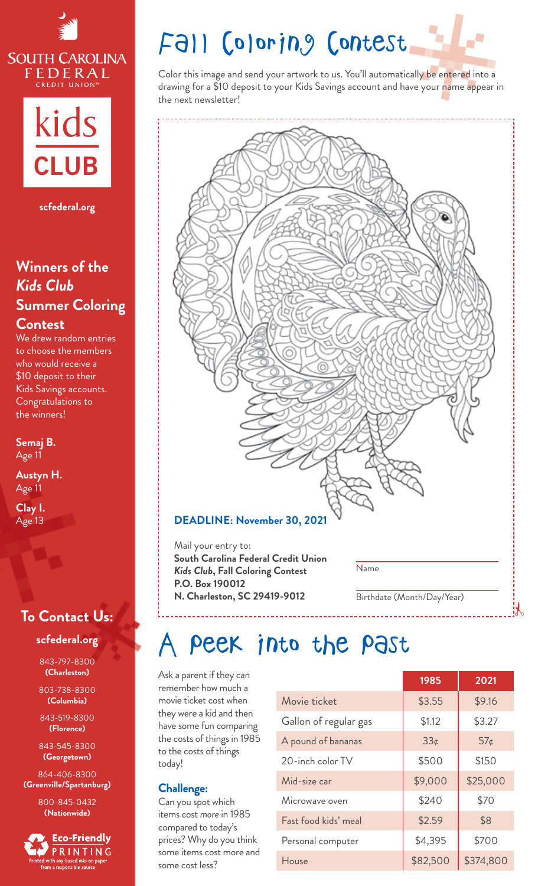SOUTH CAROLINA FEDERAL CREDIT UNION

kids CLUB

scfederal.org

## Winners of the *Kids Club* Summer Coloring Contest

We drew random entries to choose the members who would receive a $10 deposit to their Kids Savings accounts. Congratulations to the winners!

**Semaj B.**
Age 11

**Austyn H.**
Age 11

**Clay I.**
Age 13

## To Contact Us:

**scfederal.org**

843-797-8300
**(Charleston)**

803-738-8300
**(Columbia)**

843-519-8300
**(Florence)**

843-545-8300
**(Georgetown)**

864-406-8300
**(Greenville/Spartanburg)**

800-845-0432
**(Nationwide)**

Eco-Friendly PRINTING
Printed with soy-based inks on paper from a responsible source

# Fall Coloring Contest

Color this image and send your artwork to us. You'll automatically be entered into a drawing for a $10 deposit to your Kids Savings account and have your name appear in the next newsletter!

**DEADLINE: November 30, 2021**

Mail your entry to:
**South Carolina Federal Credit Union**
***Kids Club*, Fall Coloring Contest**
**P.O. Box 190012**
**N. Charleston, SC 29419-9012**

Name

Birthdate (Month/Day/Year)

# A Peek into the Past

Ask a parent if they can remember how much a movie ticket cost when they were a kid and then have some fun comparing the costs of things in 1985 to the costs of things today!

### Challenge:

Can you spot which items cost *more* in 1985 compared to today's prices? Why do you think some items cost more and some cost less?

| | 1985 | 2021 |
|---|---|---|
| Movie ticket | $3.55 | $9.16 |
| Gallon of regular gas | $1.12 | $3.27 |
| A pound of bananas | 33¢ | 57¢ |
| 20-inch color TV | $500 | $150 |
| Mid-size car | $9,000 | $25,000 |
| Microwave oven | $240 | $70 |
| Fast food kids' meal | $2.59 | $8 |
| Personal computer | $4,395 | $700 |
| House | $82,500 | $374,800 |